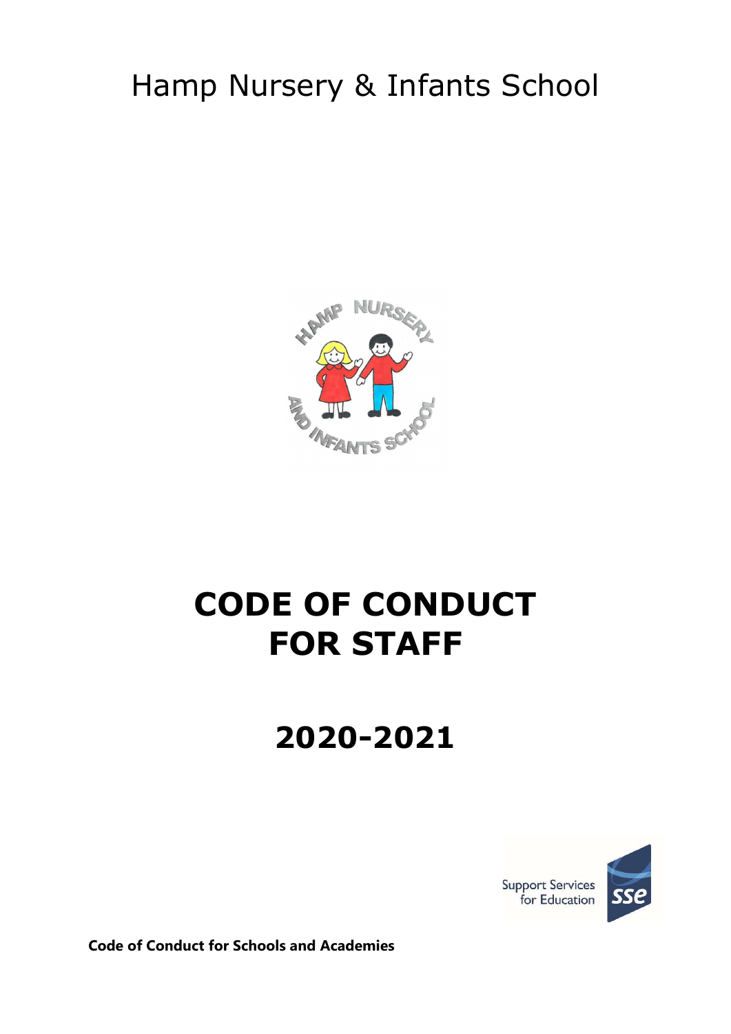# Hamp Nursery & Infants School

# CODE OF CONDUCT FOR STAFF

## 2020-2021

Support Services for Education

**Code of Conduct for Schools and Academies**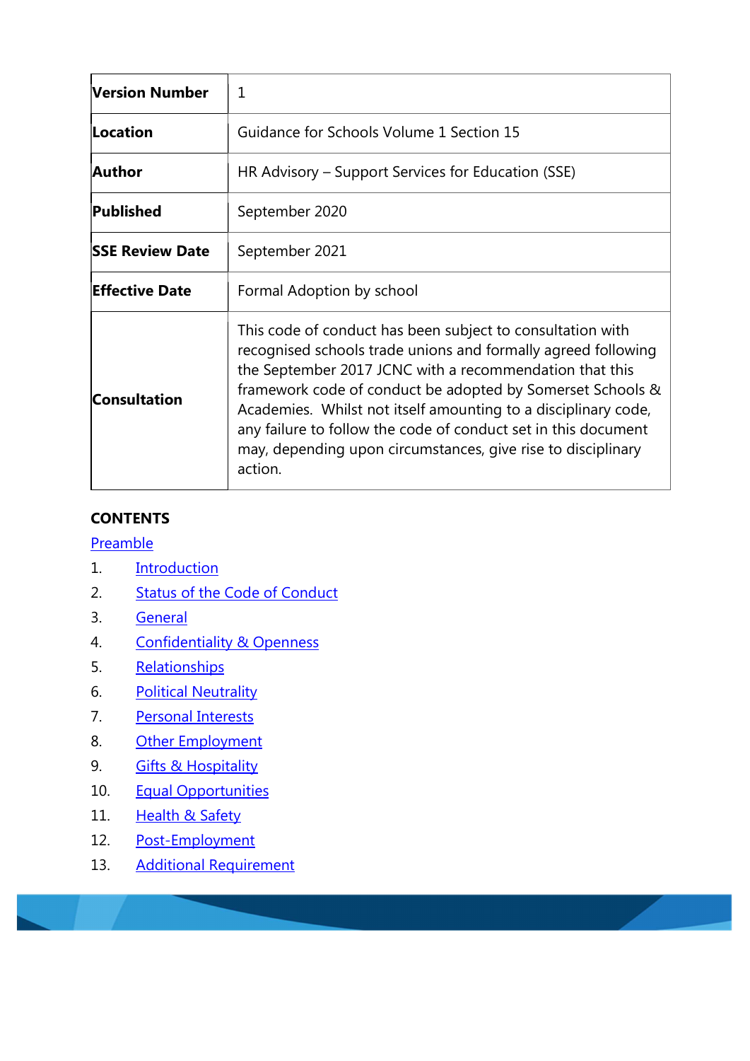| | |
|---|---|
| **Version Number** | 1 |
| **Location** | Guidance for Schools Volume 1 Section 15 |
| **Author** | HR Advisory – Support Services for Education (SSE) |
| **Published** | September 2020 |
| **SSE Review Date** | September 2021 |
| **Effective Date** | Formal Adoption by school |
| **Consultation** | This code of conduct has been subject to consultation with recognised schools trade unions and formally agreed following the September 2017 JCNC with a recommendation that this framework code of conduct be adopted by Somerset Schools & Academies. Whilst not itself amounting to a disciplinary code, any failure to follow the code of conduct set in this document may, depending upon circumstances, give rise to disciplinary action. |

**CONTENTS**

Preamble

1. Introduction
2. Status of the Code of Conduct
3. General
4. Confidentiality & Openness
5. Relationships
6. Political Neutrality
7. Personal Interests
8. Other Employment
9. Gifts & Hospitality
10. Equal Opportunities
11. Health & Safety
12. Post-Employment
13. Additional Requirement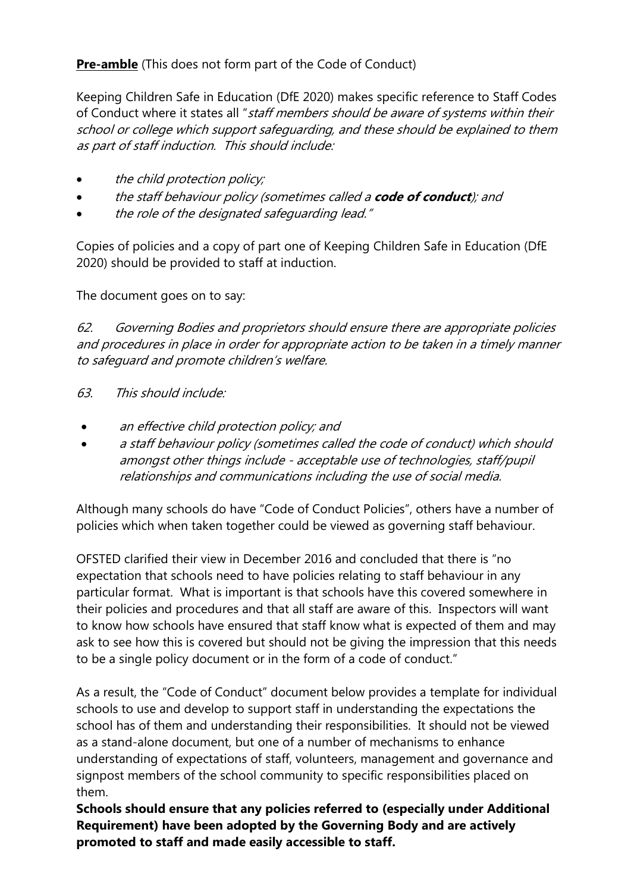**Pre-amble** (This does not form part of the Code of Conduct)

Keeping Children Safe in Education (DfE 2020) makes specific reference to Staff Codes of Conduct where it states all "*staff members should be aware of systems within their school or college which support safeguarding, and these should be explained to them as part of staff induction. This should include:*

- *the child protection policy;*
- *the staff behaviour policy (sometimes called a **code of conduct**); and*
- *the role of the designated safeguarding lead."*

Copies of policies and a copy of part one of Keeping Children Safe in Education (DfE 2020) should be provided to staff at induction.

The document goes on to say:

*62. Governing Bodies and proprietors should ensure there are appropriate policies and procedures in place in order for appropriate action to be taken in a timely manner to safeguard and promote children's welfare.*

*63. This should include:*

- *an effective child protection policy; and*
- *a staff behaviour policy (sometimes called the code of conduct) which should amongst other things include - acceptable use of technologies, staff/pupil relationships and communications including the use of social media.*

Although many schools do have "Code of Conduct Policies", others have a number of policies which when taken together could be viewed as governing staff behaviour.

OFSTED clarified their view in December 2016 and concluded that there is "no expectation that schools need to have policies relating to staff behaviour in any particular format. What is important is that schools have this covered somewhere in their policies and procedures and that all staff are aware of this. Inspectors will want to know how schools have ensured that staff know what is expected of them and may ask to see how this is covered but should not be giving the impression that this needs to be a single policy document or in the form of a code of conduct."

As a result, the "Code of Conduct" document below provides a template for individual schools to use and develop to support staff in understanding the expectations the school has of them and understanding their responsibilities. It should not be viewed as a stand-alone document, but one of a number of mechanisms to enhance understanding of expectations of staff, volunteers, management and governance and signpost members of the school community to specific responsibilities placed on them.

**Schools should ensure that any policies referred to (especially under Additional Requirement) have been adopted by the Governing Body and are actively promoted to staff and made easily accessible to staff.**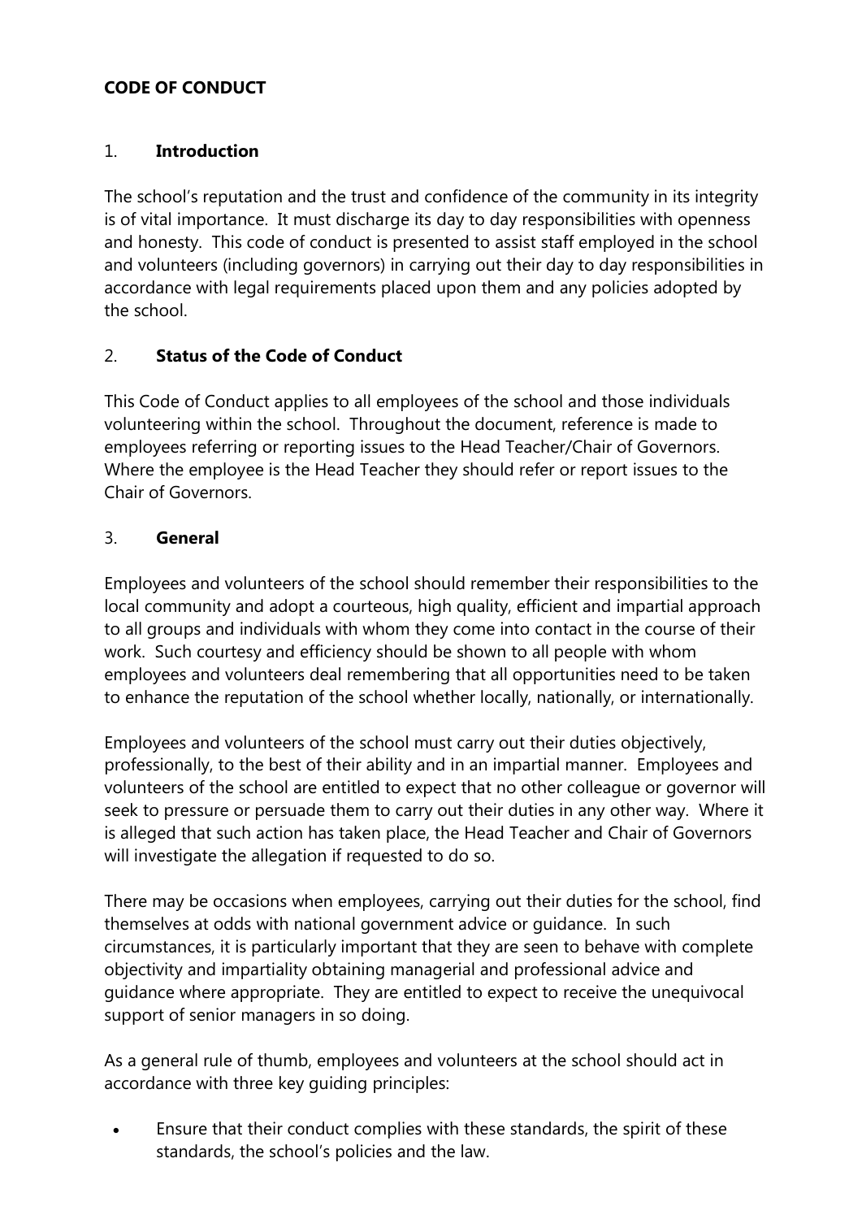**CODE OF CONDUCT**

## 1. Introduction

The school's reputation and the trust and confidence of the community in its integrity is of vital importance. It must discharge its day to day responsibilities with openness and honesty. This code of conduct is presented to assist staff employed in the school and volunteers (including governors) in carrying out their day to day responsibilities in accordance with legal requirements placed upon them and any policies adopted by the school.

## 2. Status of the Code of Conduct

This Code of Conduct applies to all employees of the school and those individuals volunteering within the school. Throughout the document, reference is made to employees referring or reporting issues to the Head Teacher/Chair of Governors. Where the employee is the Head Teacher they should refer or report issues to the Chair of Governors.

## 3. General

Employees and volunteers of the school should remember their responsibilities to the local community and adopt a courteous, high quality, efficient and impartial approach to all groups and individuals with whom they come into contact in the course of their work. Such courtesy and efficiency should be shown to all people with whom employees and volunteers deal remembering that all opportunities need to be taken to enhance the reputation of the school whether locally, nationally, or internationally.

Employees and volunteers of the school must carry out their duties objectively, professionally, to the best of their ability and in an impartial manner. Employees and volunteers of the school are entitled to expect that no other colleague or governor will seek to pressure or persuade them to carry out their duties in any other way. Where it is alleged that such action has taken place, the Head Teacher and Chair of Governors will investigate the allegation if requested to do so.

There may be occasions when employees, carrying out their duties for the school, find themselves at odds with national government advice or guidance. In such circumstances, it is particularly important that they are seen to behave with complete objectivity and impartiality obtaining managerial and professional advice and guidance where appropriate. They are entitled to expect to receive the unequivocal support of senior managers in so doing.

As a general rule of thumb, employees and volunteers at the school should act in accordance with three key guiding principles:

- Ensure that their conduct complies with these standards, the spirit of these standards, the school's policies and the law.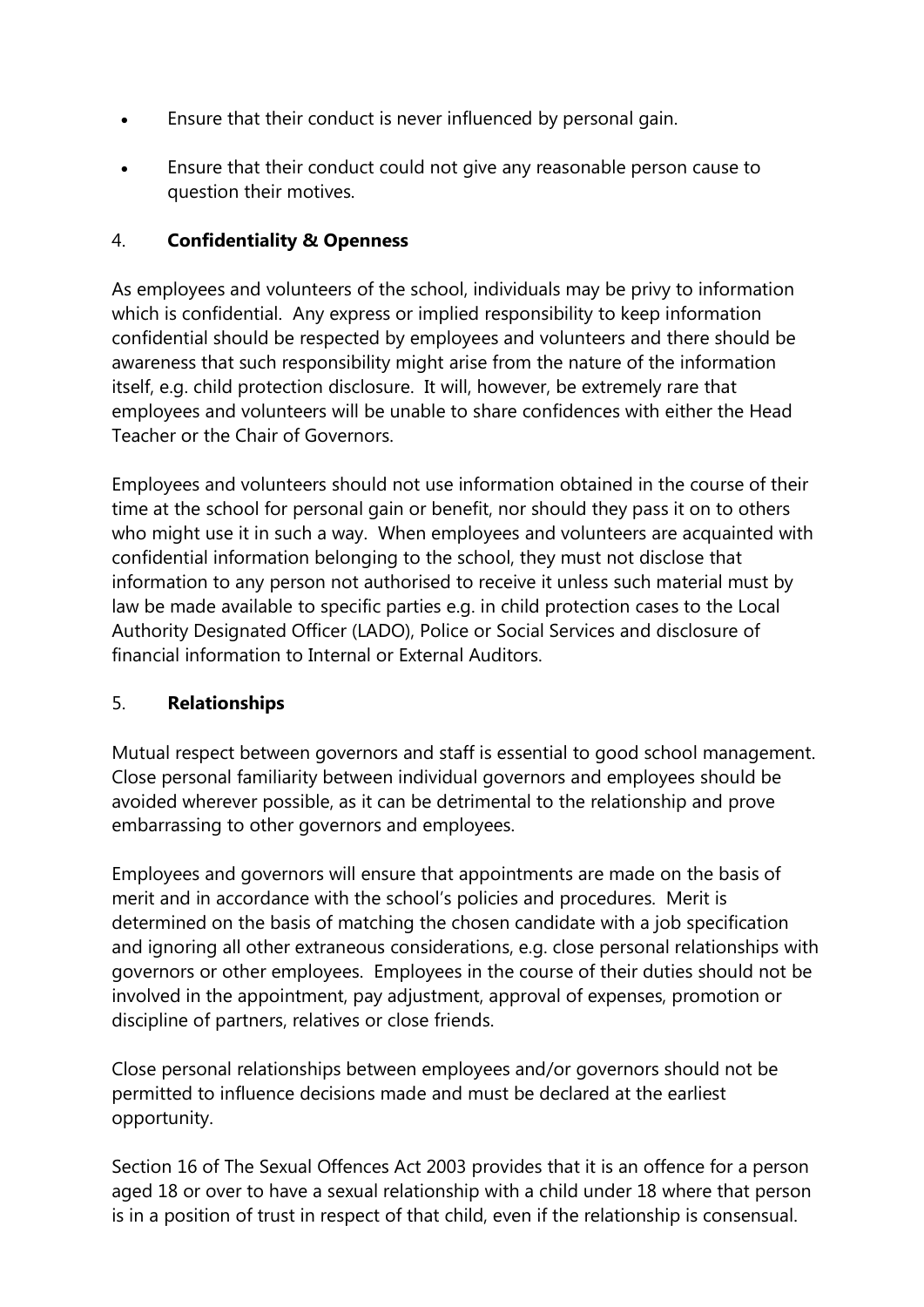- Ensure that their conduct is never influenced by personal gain.
- Ensure that their conduct could not give any reasonable person cause to question their motives.

## 4. **Confidentiality & Openness**

As employees and volunteers of the school, individuals may be privy to information which is confidential. Any express or implied responsibility to keep information confidential should be respected by employees and volunteers and there should be awareness that such responsibility might arise from the nature of the information itself, e.g. child protection disclosure. It will, however, be extremely rare that employees and volunteers will be unable to share confidences with either the Head Teacher or the Chair of Governors.

Employees and volunteers should not use information obtained in the course of their time at the school for personal gain or benefit, nor should they pass it on to others who might use it in such a way. When employees and volunteers are acquainted with confidential information belonging to the school, they must not disclose that information to any person not authorised to receive it unless such material must by law be made available to specific parties e.g. in child protection cases to the Local Authority Designated Officer (LADO), Police or Social Services and disclosure of financial information to Internal or External Auditors.

## 5. **Relationships**

Mutual respect between governors and staff is essential to good school management. Close personal familiarity between individual governors and employees should be avoided wherever possible, as it can be detrimental to the relationship and prove embarrassing to other governors and employees.

Employees and governors will ensure that appointments are made on the basis of merit and in accordance with the school's policies and procedures. Merit is determined on the basis of matching the chosen candidate with a job specification and ignoring all other extraneous considerations, e.g. close personal relationships with governors or other employees. Employees in the course of their duties should not be involved in the appointment, pay adjustment, approval of expenses, promotion or discipline of partners, relatives or close friends.

Close personal relationships between employees and/or governors should not be permitted to influence decisions made and must be declared at the earliest opportunity.

Section 16 of The Sexual Offences Act 2003 provides that it is an offence for a person aged 18 or over to have a sexual relationship with a child under 18 where that person is in a position of trust in respect of that child, even if the relationship is consensual.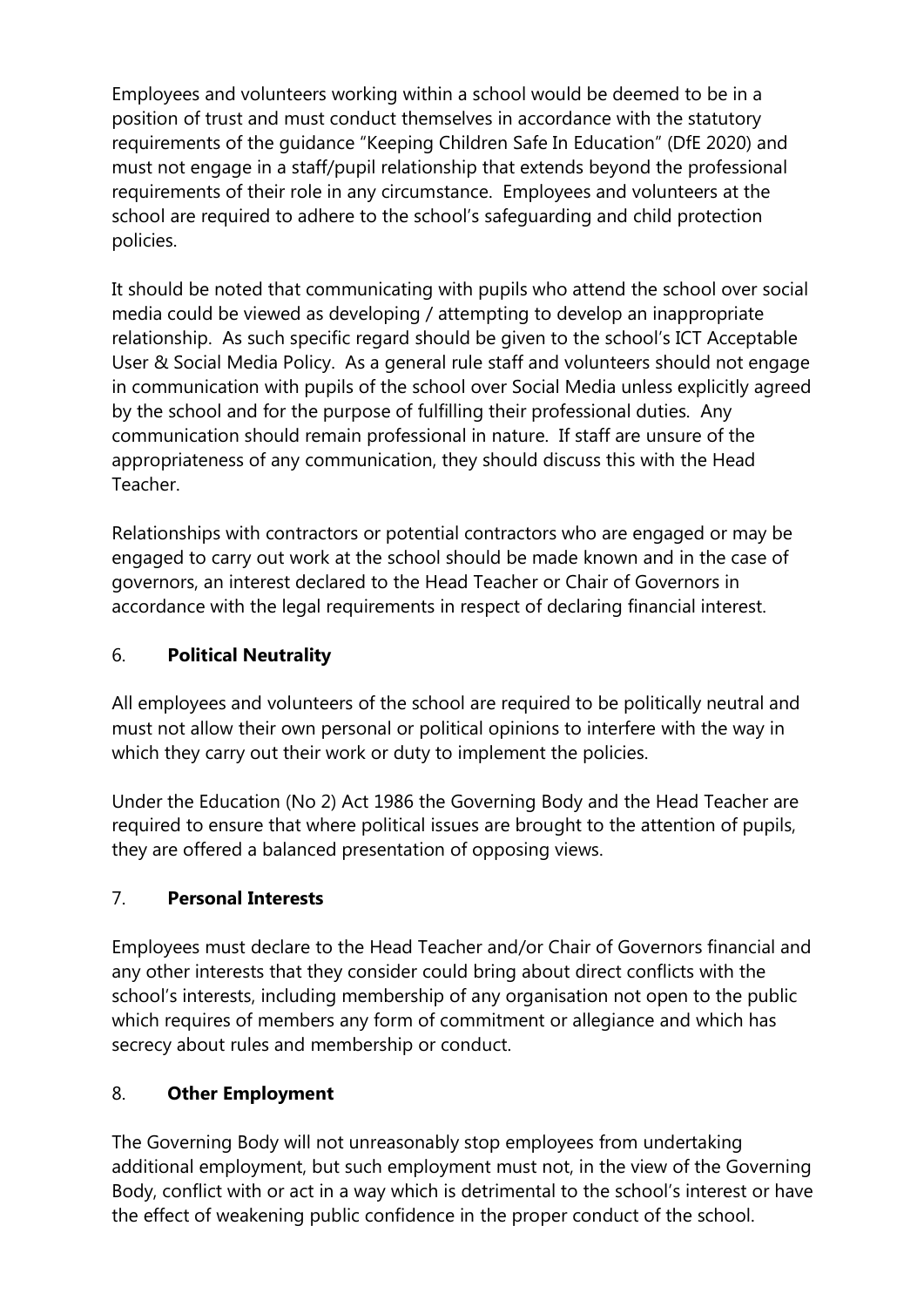Employees and volunteers working within a school would be deemed to be in a position of trust and must conduct themselves in accordance with the statutory requirements of the guidance "Keeping Children Safe In Education" (DfE 2020) and must not engage in a staff/pupil relationship that extends beyond the professional requirements of their role in any circumstance. Employees and volunteers at the school are required to adhere to the school's safeguarding and child protection policies.

It should be noted that communicating with pupils who attend the school over social media could be viewed as developing / attempting to develop an inappropriate relationship. As such specific regard should be given to the school's ICT Acceptable User & Social Media Policy. As a general rule staff and volunteers should not engage in communication with pupils of the school over Social Media unless explicitly agreed by the school and for the purpose of fulfilling their professional duties. Any communication should remain professional in nature. If staff are unsure of the appropriateness of any communication, they should discuss this with the Head Teacher.

Relationships with contractors or potential contractors who are engaged or may be engaged to carry out work at the school should be made known and in the case of governors, an interest declared to the Head Teacher or Chair of Governors in accordance with the legal requirements in respect of declaring financial interest.

## 6. Political Neutrality

All employees and volunteers of the school are required to be politically neutral and must not allow their own personal or political opinions to interfere with the way in which they carry out their work or duty to implement the policies.

Under the Education (No 2) Act 1986 the Governing Body and the Head Teacher are required to ensure that where political issues are brought to the attention of pupils, they are offered a balanced presentation of opposing views.

## 7. Personal Interests

Employees must declare to the Head Teacher and/or Chair of Governors financial and any other interests that they consider could bring about direct conflicts with the school's interests, including membership of any organisation not open to the public which requires of members any form of commitment or allegiance and which has secrecy about rules and membership or conduct.

## 8. Other Employment

The Governing Body will not unreasonably stop employees from undertaking additional employment, but such employment must not, in the view of the Governing Body, conflict with or act in a way which is detrimental to the school's interest or have the effect of weakening public confidence in the proper conduct of the school.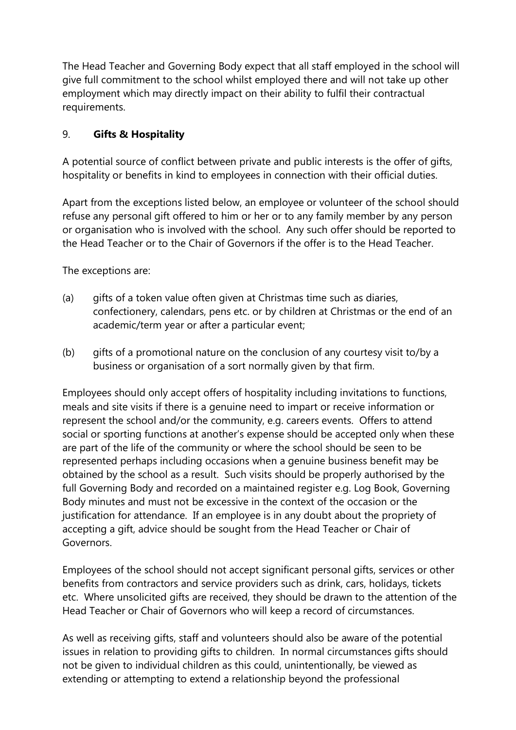The Head Teacher and Governing Body expect that all staff employed in the school will give full commitment to the school whilst employed there and will not take up other employment which may directly impact on their ability to fulfil their contractual requirements.

## 9. **Gifts & Hospitality**

A potential source of conflict between private and public interests is the offer of gifts, hospitality or benefits in kind to employees in connection with their official duties.

Apart from the exceptions listed below, an employee or volunteer of the school should refuse any personal gift offered to him or her or to any family member by any person or organisation who is involved with the school. Any such offer should be reported to the Head Teacher or to the Chair of Governors if the offer is to the Head Teacher.

The exceptions are:

(a) gifts of a token value often given at Christmas time such as diaries, confectionery, calendars, pens etc. or by children at Christmas or the end of an academic/term year or after a particular event;

(b) gifts of a promotional nature on the conclusion of any courtesy visit to/by a business or organisation of a sort normally given by that firm.

Employees should only accept offers of hospitality including invitations to functions, meals and site visits if there is a genuine need to impart or receive information or represent the school and/or the community, e.g. careers events. Offers to attend social or sporting functions at another's expense should be accepted only when these are part of the life of the community or where the school should be seen to be represented perhaps including occasions when a genuine business benefit may be obtained by the school as a result. Such visits should be properly authorised by the full Governing Body and recorded on a maintained register e.g. Log Book, Governing Body minutes and must not be excessive in the context of the occasion or the justification for attendance. If an employee is in any doubt about the propriety of accepting a gift, advice should be sought from the Head Teacher or Chair of Governors.

Employees of the school should not accept significant personal gifts, services or other benefits from contractors and service providers such as drink, cars, holidays, tickets etc. Where unsolicited gifts are received, they should be drawn to the attention of the Head Teacher or Chair of Governors who will keep a record of circumstances.

As well as receiving gifts, staff and volunteers should also be aware of the potential issues in relation to providing gifts to children. In normal circumstances gifts should not be given to individual children as this could, unintentionally, be viewed as extending or attempting to extend a relationship beyond the professional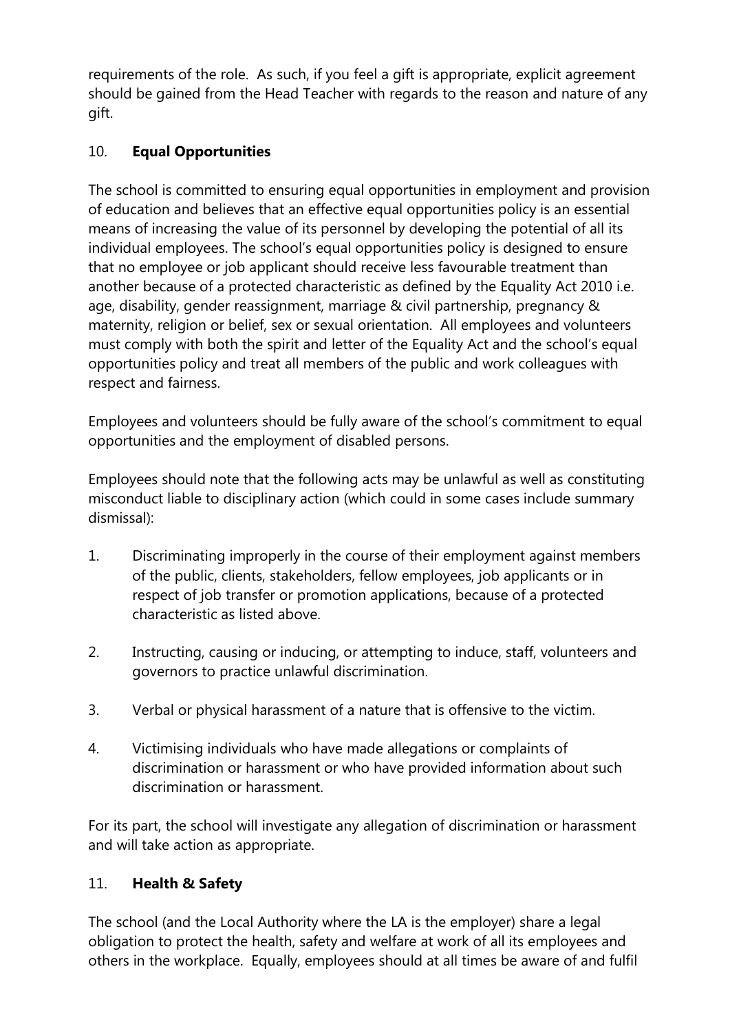requirements of the role. As such, if you feel a gift is appropriate, explicit agreement should be gained from the Head Teacher with regards to the reason and nature of any gift.

## 10. **Equal Opportunities**

The school is committed to ensuring equal opportunities in employment and provision of education and believes that an effective equal opportunities policy is an essential means of increasing the value of its personnel by developing the potential of all its individual employees. The school's equal opportunities policy is designed to ensure that no employee or job applicant should receive less favourable treatment than another because of a protected characteristic as defined by the Equality Act 2010 i.e. age, disability, gender reassignment, marriage & civil partnership, pregnancy & maternity, religion or belief, sex or sexual orientation. All employees and volunteers must comply with both the spirit and letter of the Equality Act and the school's equal opportunities policy and treat all members of the public and work colleagues with respect and fairness.

Employees and volunteers should be fully aware of the school's commitment to equal opportunities and the employment of disabled persons.

Employees should note that the following acts may be unlawful as well as constituting misconduct liable to disciplinary action (which could in some cases include summary dismissal):

1. Discriminating improperly in the course of their employment against members of the public, clients, stakeholders, fellow employees, job applicants or in respect of job transfer or promotion applications, because of a protected characteristic as listed above.
2. Instructing, causing or inducing, or attempting to induce, staff, volunteers and governors to practice unlawful discrimination.
3. Verbal or physical harassment of a nature that is offensive to the victim.
4. Victimising individuals who have made allegations or complaints of discrimination or harassment or who have provided information about such discrimination or harassment.

For its part, the school will investigate any allegation of discrimination or harassment and will take action as appropriate.

## 11. **Health & Safety**

The school (and the Local Authority where the LA is the employer) share a legal obligation to protect the health, safety and welfare at work of all its employees and others in the workplace. Equally, employees should at all times be aware of and fulfil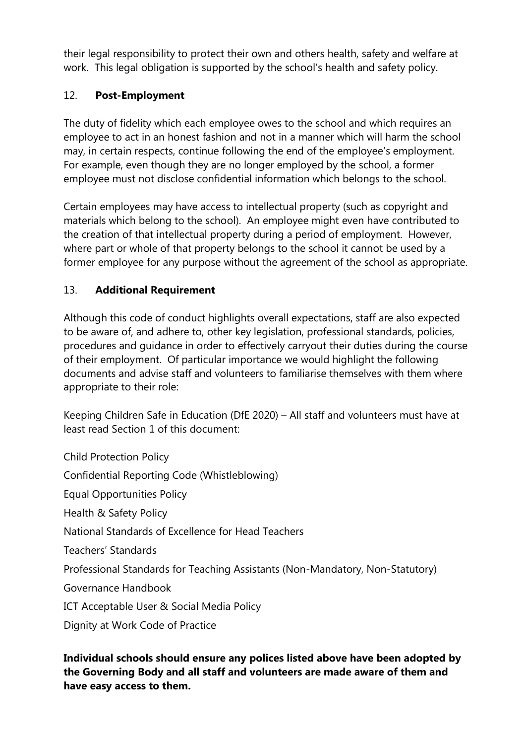their legal responsibility to protect their own and others health, safety and welfare at work. This legal obligation is supported by the school's health and safety policy.

## 12. **Post-Employment**

The duty of fidelity which each employee owes to the school and which requires an employee to act in an honest fashion and not in a manner which will harm the school may, in certain respects, continue following the end of the employee's employment. For example, even though they are no longer employed by the school, a former employee must not disclose confidential information which belongs to the school.

Certain employees may have access to intellectual property (such as copyright and materials which belong to the school). An employee might even have contributed to the creation of that intellectual property during a period of employment. However, where part or whole of that property belongs to the school it cannot be used by a former employee for any purpose without the agreement of the school as appropriate.

## 13. **Additional Requirement**

Although this code of conduct highlights overall expectations, staff are also expected to be aware of, and adhere to, other key legislation, professional standards, policies, procedures and guidance in order to effectively carryout their duties during the course of their employment. Of particular importance we would highlight the following documents and advise staff and volunteers to familiarise themselves with them where appropriate to their role:

Keeping Children Safe in Education (DfE 2020) – All staff and volunteers must have at least read Section 1 of this document:

Child Protection Policy

Confidential Reporting Code (Whistleblowing)

Equal Opportunities Policy

Health & Safety Policy

National Standards of Excellence for Head Teachers

Teachers' Standards

Professional Standards for Teaching Assistants (Non-Mandatory, Non-Statutory)

Governance Handbook

ICT Acceptable User & Social Media Policy

Dignity at Work Code of Practice

**Individual schools should ensure any polices listed above have been adopted by the Governing Body and all staff and volunteers are made aware of them and have easy access to them.**